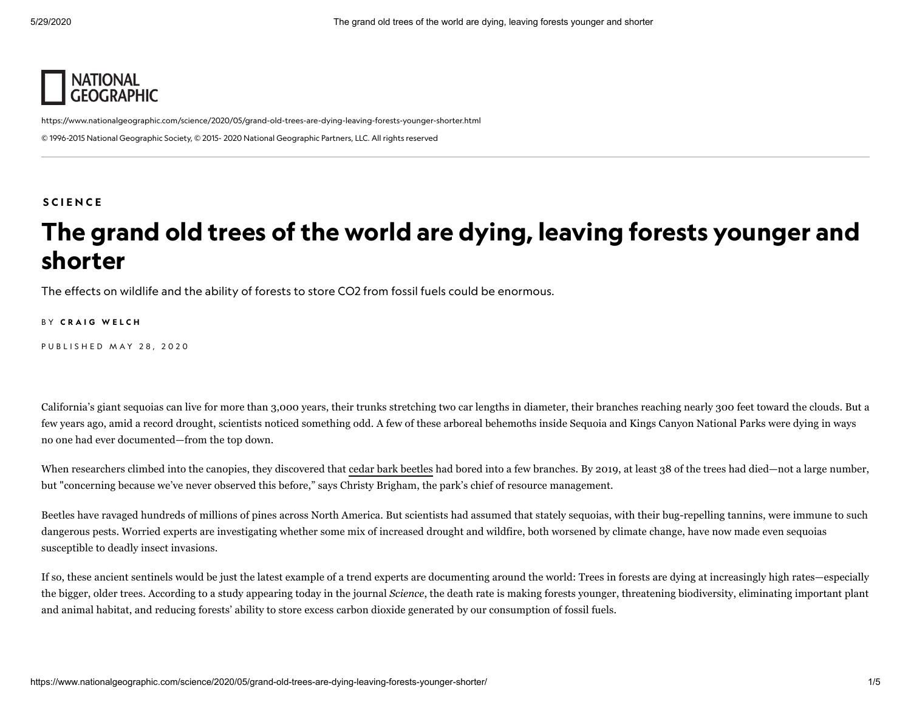NATIONAL GEOGRAPHIC

https://www.nationalgeographic.com/science/2020/05/grand-old-trees-are-dying-leaving-forests-younger-shorter.html

© 1996-2015 National Geographic Society, © 2015- 2020 National Geographic Partners, LLC. All rights reserved

**SCIENCE**

# The grand old trees of the world are dying, leaving forests younger and shorter

The effects on wildlife and the ability of forests to store CO2 from fossil fuels could be enormous.

BY **CRAIG WELCH**

PUBLISHED MAY 28, 2020

California's giant sequoias can live for more than 3,000 years, their trunks stretching two car lengths in diameter, their branches reaching nearly 300 feet toward the clouds. But a few years ago, amid a record drought, scientists noticed something odd. A few of these arboreal behemoths inside Sequoia and Kings Canyon National Parks were dying in ways no one had ever documented—from the top down.

When researchers climbed into the canopies, they discovered that cedar bark beetles had bored into a few branches. By 2019, at least 38 of the trees had died—not a large number, but "concerning because we've never observed this before," says Christy Brigham, the park's chief of resource management.

Beetles have ravaged hundreds of millions of pines across North America. But scientists had assumed that stately sequoias, with their bug-repelling tannins, were immune to such dangerous pests. Worried experts are investigating whether some mix of increased drought and wildfire, both worsened by climate change, have now made even sequoias susceptible to deadly insect invasions.

If so, these ancient sentinels would be just the latest example of a trend experts are documenting around the world: Trees in forests are dying at increasingly high rates—especially the bigger, older trees. According to a study appearing today in the journal *Science*, the death rate is making forests younger, threatening biodiversity, eliminating important plant and animal habitat, and reducing forests' ability to store excess carbon dioxide generated by our consumption of fossil fuels.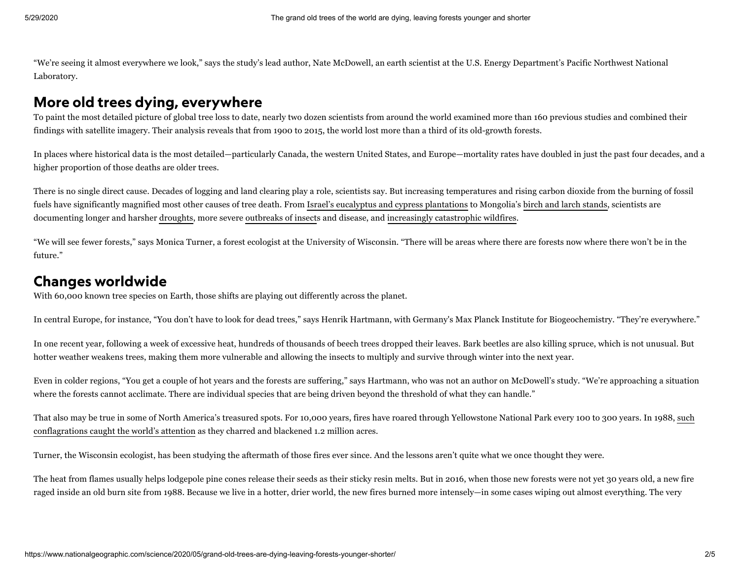"We're seeing it almost everywhere we look," says the study's lead author, Nate McDowell, an earth scientist at the U.S. Energy Department's Pacific Northwest National Laboratory.

## More old trees dying, everywhere

To paint the most detailed picture of global tree loss to date, nearly two dozen scientists from around the world examined more than 160 previous studies and combined their findings with satellite imagery. Their analysis reveals that from 1900 to 2015, the world lost more than a third of its old-growth forests.

In places where historical data is the most detailed—particularly Canada, the western United States, and Europe—mortality rates have doubled in just the past four decades, and a higher proportion of those deaths are older trees.

There is no single direct cause. Decades of logging and land clearing play a role, scientists say. But increasing temperatures and rising carbon dioxide from the burning of fossil fuels have significantly magnified most other causes of tree death. From Israel's eucalyptus and cypress plantations to Mongolia's birch and larch stands, scientists are documenting longer and harsher droughts, more severe outbreaks of insects and disease, and increasingly catastrophic wildfires.

"We will see fewer forests," says Monica Turner, a forest ecologist at the University of Wisconsin. "There will be areas where there are forests now where there won't be in the future."

## Changes worldwide

With 60,000 known tree species on Earth, those shifts are playing out differently across the planet.

In central Europe, for instance, "You don't have to look for dead trees," says Henrik Hartmann, with Germany's Max Planck Institute for Biogeochemistry. "They're everywhere."

In one recent year, following a week of excessive heat, hundreds of thousands of beech trees dropped their leaves. Bark beetles are also killing spruce, which is not unusual. But hotter weather weakens trees, making them more vulnerable and allowing the insects to multiply and survive through winter into the next year.

Even in colder regions, "You get a couple of hot years and the forests are suffering," says Hartmann, who was not an author on McDowell's study. "We're approaching a situation where the forests cannot acclimate. There are individual species that are being driven beyond the threshold of what they can handle."

That also may be true in some of North America's treasured spots. For 10,000 years, fires have roared through Yellowstone National Park every 100 to 300 years. In 1988, such conflagrations caught the world's attention as they charred and blackened 1.2 million acres.

Turner, the Wisconsin ecologist, has been studying the aftermath of those fires ever since. And the lessons aren't quite what we once thought they were.

The heat from flames usually helps lodgepole pine cones release their seeds as their sticky resin melts. But in 2016, when those new forests were not yet 30 years old, a new fire raged inside an old burn site from 1988. Because we live in a hotter, drier world, the new fires burned more intensely—in some cases wiping out almost everything. The very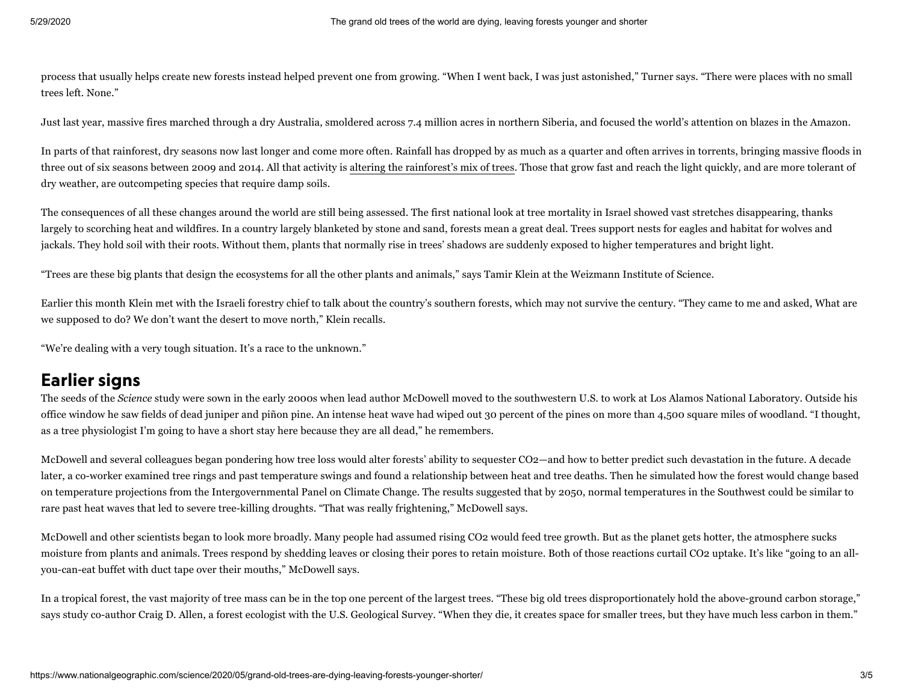process that usually helps create new forests instead helped prevent one from growing. "When I went back, I was just astonished," Turner says. "There were places with no small trees left. None."

Just last year, massive fires marched through a dry Australia, smoldered across 7.4 million acres in northern Siberia, and focused the world's attention on blazes in the Amazon.

In parts of that rainforest, dry seasons now last longer and come more often. Rainfall has dropped by as much as a quarter and often arrives in torrents, bringing massive floods in three out of six seasons between 2009 and 2014. All that activity is altering the rainforest's mix of trees. Those that grow fast and reach the light quickly, and are more tolerant of dry weather, are outcompeting species that require damp soils.

The consequences of all these changes around the world are still being assessed. The first national look at tree mortality in Israel showed vast stretches disappearing, thanks largely to scorching heat and wildfires. In a country largely blanketed by stone and sand, forests mean a great deal. Trees support nests for eagles and habitat for wolves and jackals. They hold soil with their roots. Without them, plants that normally rise in trees' shadows are suddenly exposed to higher temperatures and bright light.

"Trees are these big plants that design the ecosystems for all the other plants and animals," says Tamir Klein at the Weizmann Institute of Science.

Earlier this month Klein met with the Israeli forestry chief to talk about the country's southern forests, which may not survive the century. "They came to me and asked, What are we supposed to do? We don't want the desert to move north," Klein recalls.

"We're dealing with a very tough situation. It's a race to the unknown."

## Earlier signs

The seeds of the *Science* study were sown in the early 2000s when lead author McDowell moved to the southwestern U.S. to work at Los Alamos National Laboratory. Outside his office window he saw fields of dead juniper and piñon pine. An intense heat wave had wiped out 30 percent of the pines on more than 4,500 square miles of woodland. "I thought, as a tree physiologist I'm going to have a short stay here because they are all dead," he remembers.

McDowell and several colleagues began pondering how tree loss would alter forests' ability to sequester $CO_2$—and how to better predict such devastation in the future. A decade later, a co-worker examined tree rings and past temperature swings and found a relationship between heat and tree deaths. Then he simulated how the forest would change based on temperature projections from the Intergovernmental Panel on Climate Change. The results suggested that by 2050, normal temperatures in the Southwest could be similar to rare past heat waves that led to severe tree-killing droughts. "That was really frightening," McDowell says.

McDowell and other scientists began to look more broadly. Many people had assumed rising $CO_2$ would feed tree growth. But as the planet gets hotter, the atmosphere sucks moisture from plants and animals. Trees respond by shedding leaves or closing their pores to retain moisture. Both of those reactions curtail $CO_2$ uptake. It's like "going to an all-you-can-eat buffet with duct tape over their mouths," McDowell says.

In a tropical forest, the vast majority of tree mass can be in the top one percent of the largest trees. "These big old trees disproportionately hold the above-ground carbon storage," says study co-author Craig D. Allen, a forest ecologist with the U.S. Geological Survey. "When they die, it creates space for smaller trees, but they have much less carbon in them."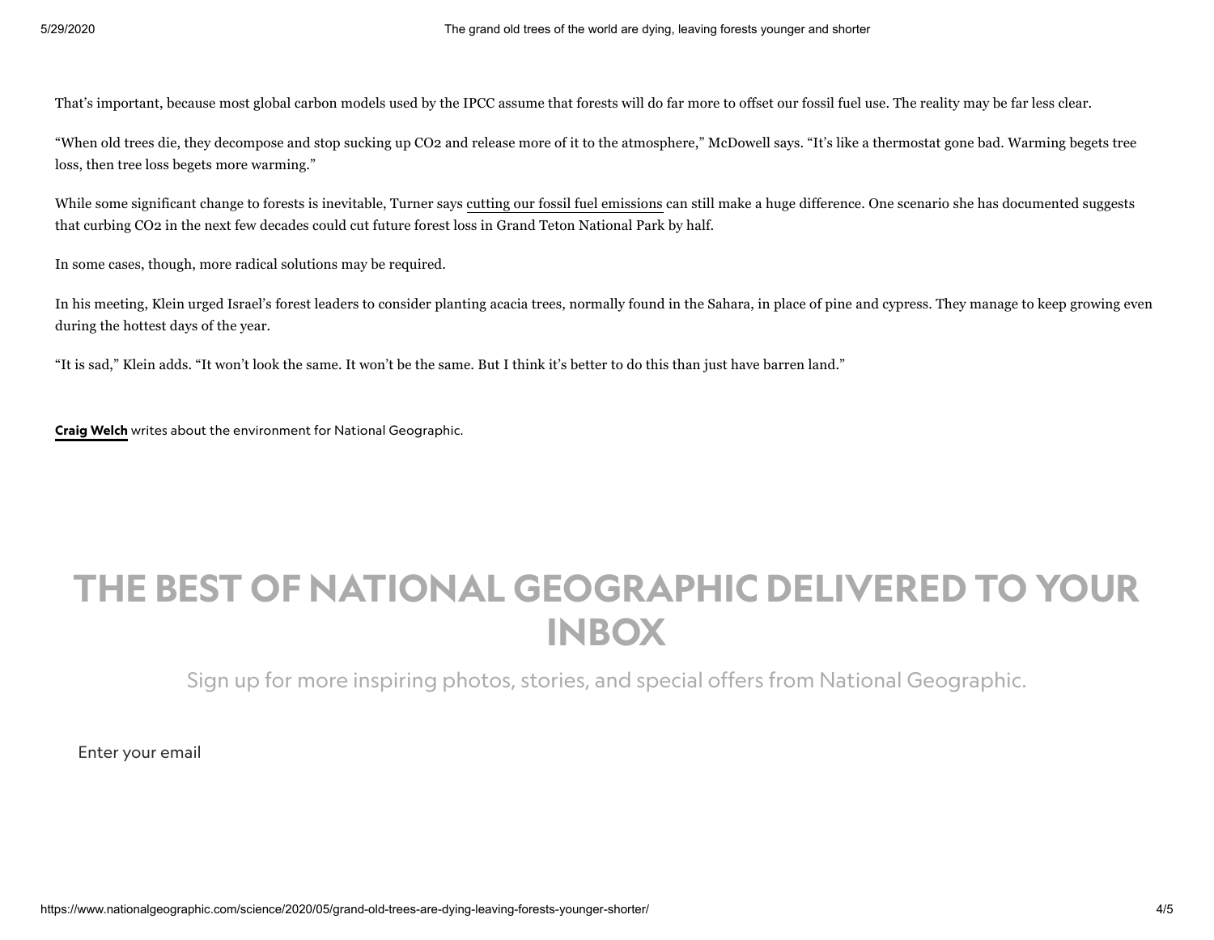That's important, because most global carbon models used by the IPCC assume that forests will do far more to offset our fossil fuel use. The reality may be far less clear.

"When old trees die, they decompose and stop sucking up $CO_2$ and release more of it to the atmosphere," McDowell says. "It's like a thermostat gone bad. Warming begets tree loss, then tree loss begets more warming."

While some significant change to forests is inevitable, Turner says cutting our fossil fuel emissions can still make a huge difference. One scenario she has documented suggests that curbing $CO_2$ in the next few decades could cut future forest loss in Grand Teton National Park by half.

In some cases, though, more radical solutions may be required.

In his meeting, Klein urged Israel's forest leaders to consider planting acacia trees, normally found in the Sahara, in place of pine and cypress. They manage to keep growing even during the hottest days of the year.

"It is sad," Klein adds. "It won't look the same. It won't be the same. But I think it's better to do this than just have barren land."

**Craig Welch** writes about the environment for National Geographic.

# THE BEST OF NATIONAL GEOGRAPHIC DELIVERED TO YOUR INBOX

Sign up for more inspiring photos, stories, and special offers from National Geographic.

Enter your email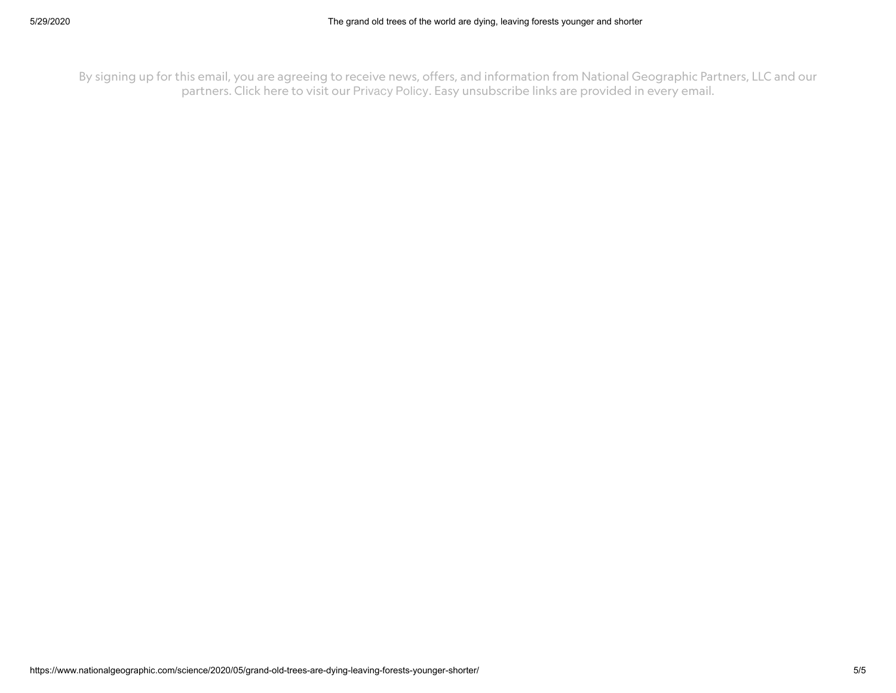By signing up for this email, you are agreeing to receive news, offers, and information from National Geographic Partners, LLC and our partners. Click here to visit our Privacy Policy. Easy unsubscribe links are provided in every email.